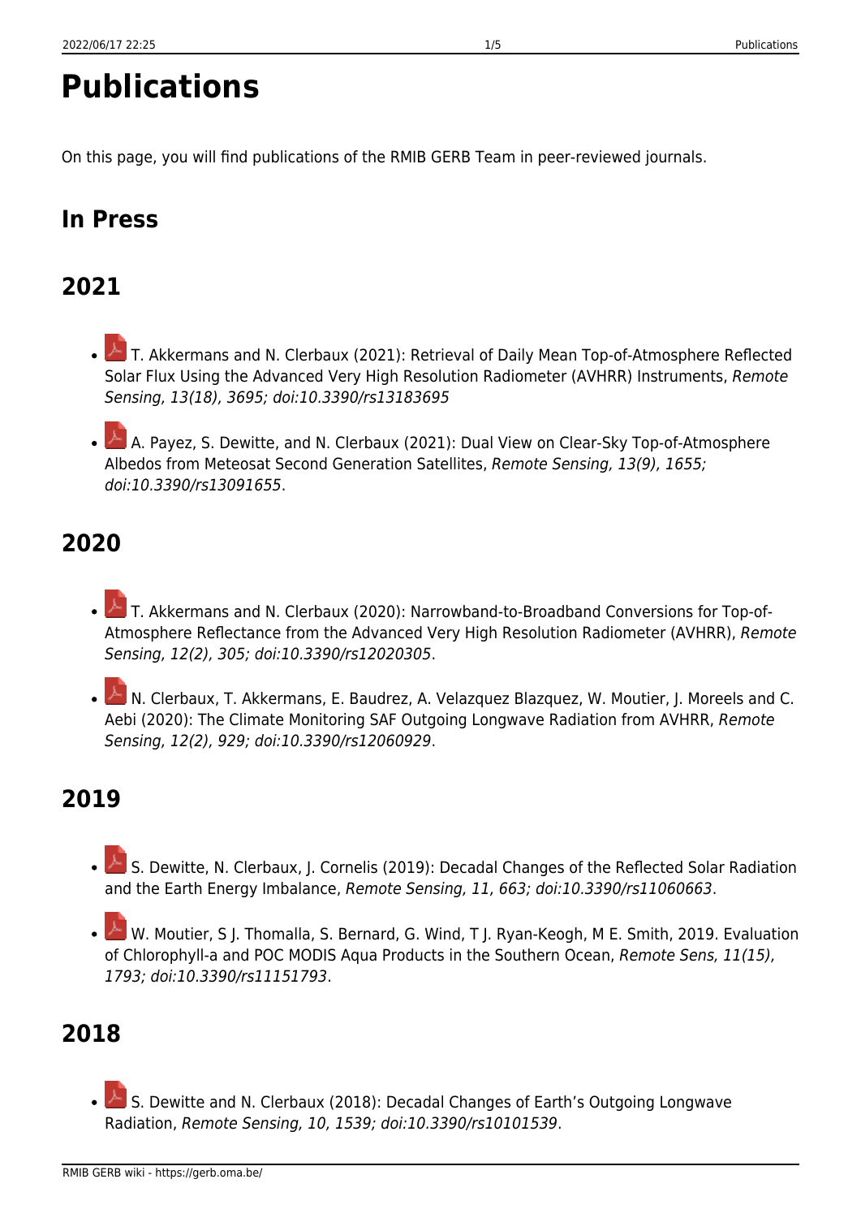# Publications

On this page, you will find publications of the RMIB GERB Team in peer-reviewed journals.

## In Press

## 2021

- T. Akkermans and N. Clerbaux (2021): Retrieval of Daily Mean Top-of-Atmosphere Reflected Solar Flux Using the Advanced Very High Resolution Radiometer (AVHRR) Instruments, *Remote Sensing, 13(18), 3695; doi:10.3390/rs13183695*

- A. Payez, S. Dewitte, and N. Clerbaux (2021): Dual View on Clear-Sky Top-of-Atmosphere Albedos from Meteosat Second Generation Satellites, *Remote Sensing, 13(9), 1655; doi:10.3390/rs13091655*.

## 2020

- T. Akkermans and N. Clerbaux (2020): Narrowband-to-Broadband Conversions for Top-of-Atmosphere Reflectance from the Advanced Very High Resolution Radiometer (AVHRR), *Remote Sensing, 12(2), 305; doi:10.3390/rs12020305*.

- N. Clerbaux, T. Akkermans, E. Baudrez, A. Velazquez Blazquez, W. Moutier, J. Moreels and C. Aebi (2020): The Climate Monitoring SAF Outgoing Longwave Radiation from AVHRR, *Remote Sensing, 12(2), 929; doi:10.3390/rs12060929*.

## 2019

- S. Dewitte, N. Clerbaux, J. Cornelis (2019): Decadal Changes of the Reflected Solar Radiation and the Earth Energy Imbalance, *Remote Sensing, 11, 663; doi:10.3390/rs11060663*.

- W. Moutier, S J. Thomalla, S. Bernard, G. Wind, T J. Ryan-Keogh, M E. Smith, 2019. Evaluation of Chlorophyll-a and POC MODIS Aqua Products in the Southern Ocean, *Remote Sens, 11(15), 1793; doi:10.3390/rs11151793*.

## 2018

- S. Dewitte and N. Clerbaux (2018): Decadal Changes of Earth's Outgoing Longwave Radiation, *Remote Sensing, 10, 1539; doi:10.3390/rs10101539*.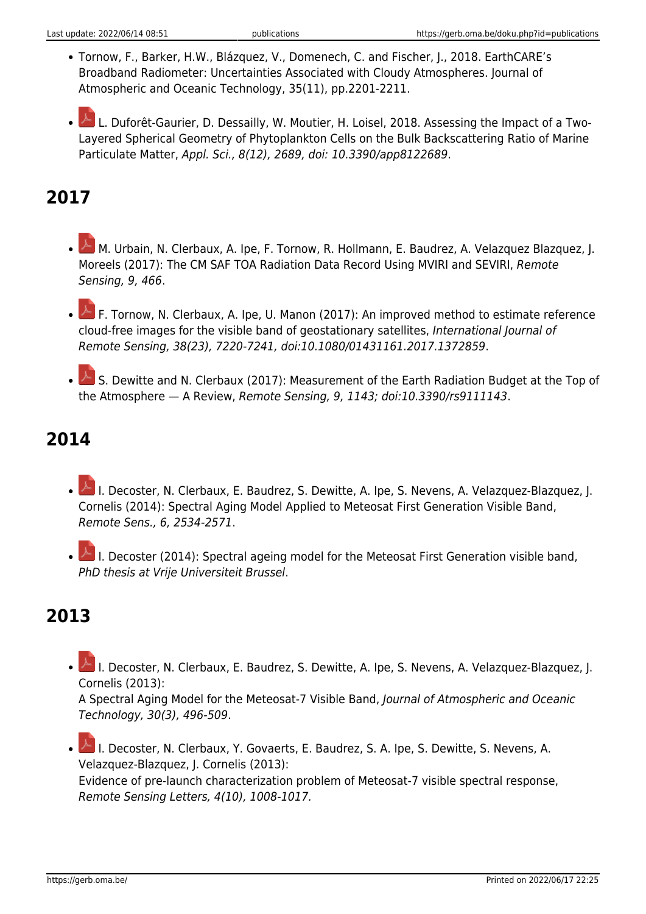- Tornow, F., Barker, H.W., Blázquez, V., Domenech, C. and Fischer, J., 2018. EarthCARE's Broadband Radiometer: Uncertainties Associated with Cloudy Atmospheres. Journal of Atmospheric and Oceanic Technology, 35(11), pp.2201-2211.

- L. Duforêt-Gaurier, D. Dessailly, W. Moutier, H. Loisel, 2018. Assessing the Impact of a Two-Layered Spherical Geometry of Phytoplankton Cells on the Bulk Backscattering Ratio of Marine Particulate Matter, *Appl. Sci., 8(12), 2689, doi: 10.3390/app8122689*.

## 2017

- M. Urbain, N. Clerbaux, A. Ipe, F. Tornow, R. Hollmann, E. Baudrez, A. Velazquez Blazquez, J. Moreels (2017): The CM SAF TOA Radiation Data Record Using MVIRI and SEVIRI, *Remote Sensing, 9, 466*.

- F. Tornow, N. Clerbaux, A. Ipe, U. Manon (2017): An improved method to estimate reference cloud-free images for the visible band of geostationary satellites, *International Journal of Remote Sensing, 38(23), 7220-7241, doi:10.1080/01431161.2017.1372859*.

- S. Dewitte and N. Clerbaux (2017): Measurement of the Earth Radiation Budget at the Top of the Atmosphere — A Review, *Remote Sensing, 9, 1143; doi:10.3390/rs9111143*.

## 2014

- I. Decoster, N. Clerbaux, E. Baudrez, S. Dewitte, A. Ipe, S. Nevens, A. Velazquez-Blazquez, J. Cornelis (2014): Spectral Aging Model Applied to Meteosat First Generation Visible Band, *Remote Sens., 6, 2534-2571*.

- I. Decoster (2014): Spectral ageing model for the Meteosat First Generation visible band, *PhD thesis at Vrije Universiteit Brussel*.

## 2013

- I. Decoster, N. Clerbaux, E. Baudrez, S. Dewitte, A. Ipe, S. Nevens, A. Velazquez-Blazquez, J. Cornelis (2013):
  A Spectral Aging Model for the Meteosat-7 Visible Band, *Journal of Atmospheric and Oceanic Technology, 30(3), 496-509*.

- I. Decoster, N. Clerbaux, Y. Govaerts, E. Baudrez, S. A. Ipe, S. Dewitte, S. Nevens, A. Velazquez-Blazquez, J. Cornelis (2013):
  Evidence of pre-launch characterization problem of Meteosat-7 visible spectral response, *Remote Sensing Letters, 4(10), 1008-1017.*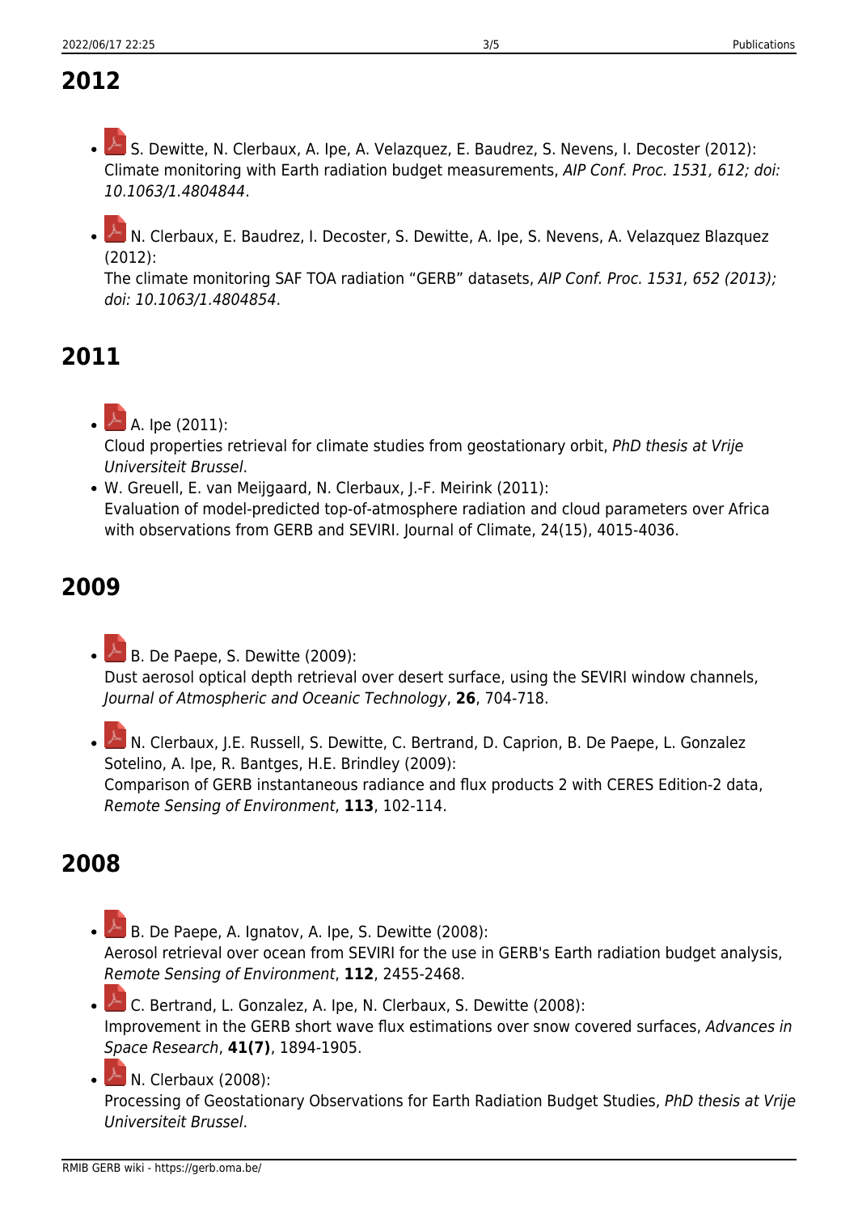## 2012

- S. Dewitte, N. Clerbaux, A. Ipe, A. Velazquez, E. Baudrez, S. Nevens, I. Decoster (2012): Climate monitoring with Earth radiation budget measurements, *AIP Conf. Proc. 1531, 612; doi: 10.1063/1.4804844*.

- N. Clerbaux, E. Baudrez, I. Decoster, S. Dewitte, A. Ipe, S. Nevens, A. Velazquez Blazquez (2012):
  The climate monitoring SAF TOA radiation "GERB" datasets, *AIP Conf. Proc. 1531, 652 (2013); doi: 10.1063/1.4804854*.

## 2011

- A. Ipe (2011):
  Cloud properties retrieval for climate studies from geostationary orbit, *PhD thesis at Vrije Universiteit Brussel*.
- W. Greuell, E. van Meijgaard, N. Clerbaux, J.-F. Meirink (2011):
  Evaluation of model-predicted top-of-atmosphere radiation and cloud parameters over Africa with observations from GERB and SEVIRI. Journal of Climate, 24(15), 4015-4036.

## 2009

- B. De Paepe, S. Dewitte (2009):
  Dust aerosol optical depth retrieval over desert surface, using the SEVIRI window channels, *Journal of Atmospheric and Oceanic Technology*, **26**, 704-718.

- N. Clerbaux, J.E. Russell, S. Dewitte, C. Bertrand, D. Caprion, B. De Paepe, L. Gonzalez Sotelino, A. Ipe, R. Bantges, H.E. Brindley (2009):
  Comparison of GERB instantaneous radiance and flux products 2 with CERES Edition-2 data, *Remote Sensing of Environment*, **113**, 102-114.

## 2008

- B. De Paepe, A. Ignatov, A. Ipe, S. Dewitte (2008):
  Aerosol retrieval over ocean from SEVIRI for the use in GERB's Earth radiation budget analysis, *Remote Sensing of Environment*, **112**, 2455-2468.
- C. Bertrand, L. Gonzalez, A. Ipe, N. Clerbaux, S. Dewitte (2008):
  Improvement in the GERB short wave flux estimations over snow covered surfaces, *Advances in Space Research*, **41(7)**, 1894-1905.
- N. Clerbaux (2008):
  Processing of Geostationary Observations for Earth Radiation Budget Studies, *PhD thesis at Vrije Universiteit Brussel*.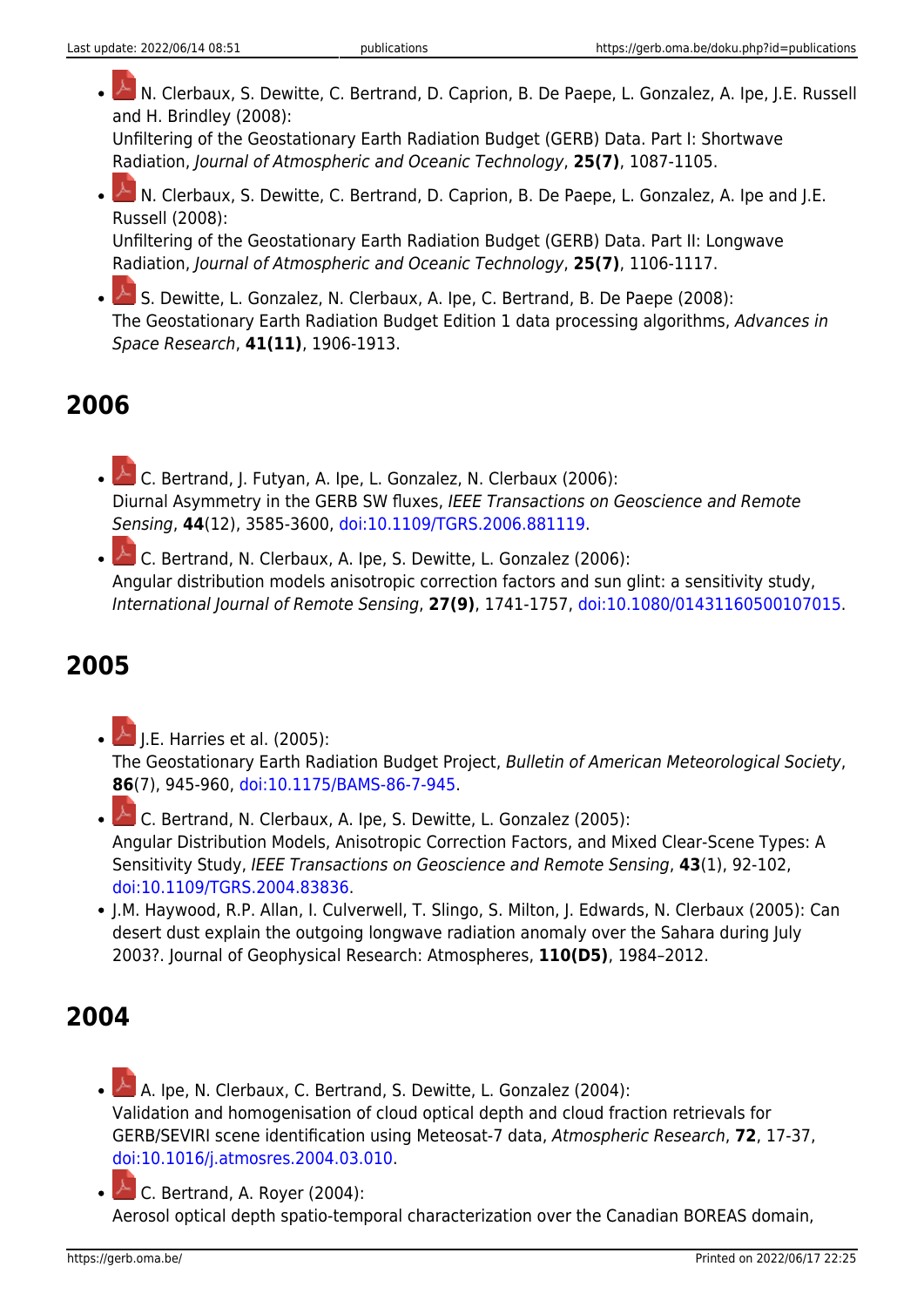- N. Clerbaux, S. Dewitte, C. Bertrand, D. Caprion, B. De Paepe, L. Gonzalez, A. Ipe, J.E. Russell and H. Brindley (2008):
  Unfiltering of the Geostationary Earth Radiation Budget (GERB) Data. Part I: Shortwave Radiation, *Journal of Atmospheric and Oceanic Technology*, **25(7)**, 1087-1105.
- N. Clerbaux, S. Dewitte, C. Bertrand, D. Caprion, B. De Paepe, L. Gonzalez, A. Ipe and J.E. Russell (2008):
  Unfiltering of the Geostationary Earth Radiation Budget (GERB) Data. Part II: Longwave Radiation, *Journal of Atmospheric and Oceanic Technology*, **25(7)**, 1106-1117.
- S. Dewitte, L. Gonzalez, N. Clerbaux, A. Ipe, C. Bertrand, B. De Paepe (2008):
  The Geostationary Earth Radiation Budget Edition 1 data processing algorithms, *Advances in Space Research*, **41(11)**, 1906-1913.

## 2006

- C. Bertrand, J. Futyan, A. Ipe, L. Gonzalez, N. Clerbaux (2006):
  Diurnal Asymmetry in the GERB SW fluxes, *IEEE Transactions on Geoscience and Remote Sensing*, **44**(12), 3585-3600, doi:10.1109/TGRS.2006.881119.
- C. Bertrand, N. Clerbaux, A. Ipe, S. Dewitte, L. Gonzalez (2006):
  Angular distribution models anisotropic correction factors and sun glint: a sensitivity study, *International Journal of Remote Sensing*, **27(9)**, 1741-1757, doi:10.1080/01431160500107015.

## 2005

- J.E. Harries et al. (2005):
  The Geostationary Earth Radiation Budget Project, *Bulletin of American Meteorological Society*, **86**(7), 945-960, doi:10.1175/BAMS-86-7-945.
- C. Bertrand, N. Clerbaux, A. Ipe, S. Dewitte, L. Gonzalez (2005):
  Angular Distribution Models, Anisotropic Correction Factors, and Mixed Clear-Scene Types: A Sensitivity Study, *IEEE Transactions on Geoscience and Remote Sensing*, **43**(1), 92-102, doi:10.1109/TGRS.2004.83836.
- J.M. Haywood, R.P. Allan, I. Culverwell, T. Slingo, S. Milton, J. Edwards, N. Clerbaux (2005): Can desert dust explain the outgoing longwave radiation anomaly over the Sahara during July 2003?. Journal of Geophysical Research: Atmospheres, **110(D5)**, 1984–2012.

## 2004

- A. Ipe, N. Clerbaux, C. Bertrand, S. Dewitte, L. Gonzalez (2004):
  Validation and homogenisation of cloud optical depth and cloud fraction retrievals for GERB/SEVIRI scene identification using Meteosat-7 data, *Atmospheric Research*, **72**, 17-37, doi:10.1016/j.atmosres.2004.03.010.
- C. Bertrand, A. Royer (2004):
  Aerosol optical depth spatio-temporal characterization over the Canadian BOREAS domain,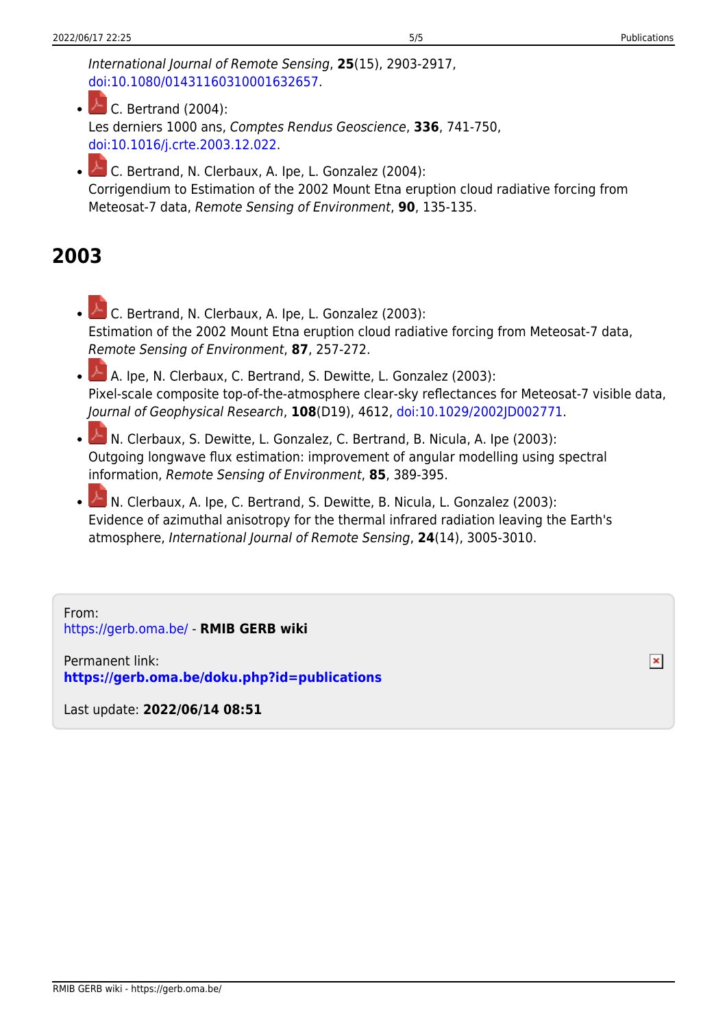*International Journal of Remote Sensing*, **25**(15), 2903-2917, doi:10.1080/01431160310001632657.

- C. Bertrand (2004):
  Les derniers 1000 ans, *Comptes Rendus Geoscience*, **336**, 741-750, doi:10.1016/j.crte.2003.12.022.
- C. Bertrand, N. Clerbaux, A. Ipe, L. Gonzalez (2004):
  Corrigendium to Estimation of the 2002 Mount Etna eruption cloud radiative forcing from Meteosat-7 data, *Remote Sensing of Environment*, **90**, 135-135.

## 2003

- C. Bertrand, N. Clerbaux, A. Ipe, L. Gonzalez (2003):
  Estimation of the 2002 Mount Etna eruption cloud radiative forcing from Meteosat-7 data, *Remote Sensing of Environment*, **87**, 257-272.
- A. Ipe, N. Clerbaux, C. Bertrand, S. Dewitte, L. Gonzalez (2003):
  Pixel-scale composite top-of-the-atmosphere clear-sky reflectances for Meteosat-7 visible data, *Journal of Geophysical Research*, **108**(D19), 4612, doi:10.1029/2002JD002771.
- N. Clerbaux, S. Dewitte, L. Gonzalez, C. Bertrand, B. Nicula, A. Ipe (2003):
  Outgoing longwave flux estimation: improvement of angular modelling using spectral information, *Remote Sensing of Environment*, **85**, 389-395.
- N. Clerbaux, A. Ipe, C. Bertrand, S. Dewitte, B. Nicula, L. Gonzalez (2003):
  Evidence of azimuthal anisotropy for the thermal infrared radiation leaving the Earth's atmosphere, *International Journal of Remote Sensing*, **24**(14), 3005-3010.

From:
https://gerb.oma.be/ - **RMIB GERB wiki**

Permanent link:
**https://gerb.oma.be/doku.php?id=publications**

Last update: **2022/06/14 08:51**